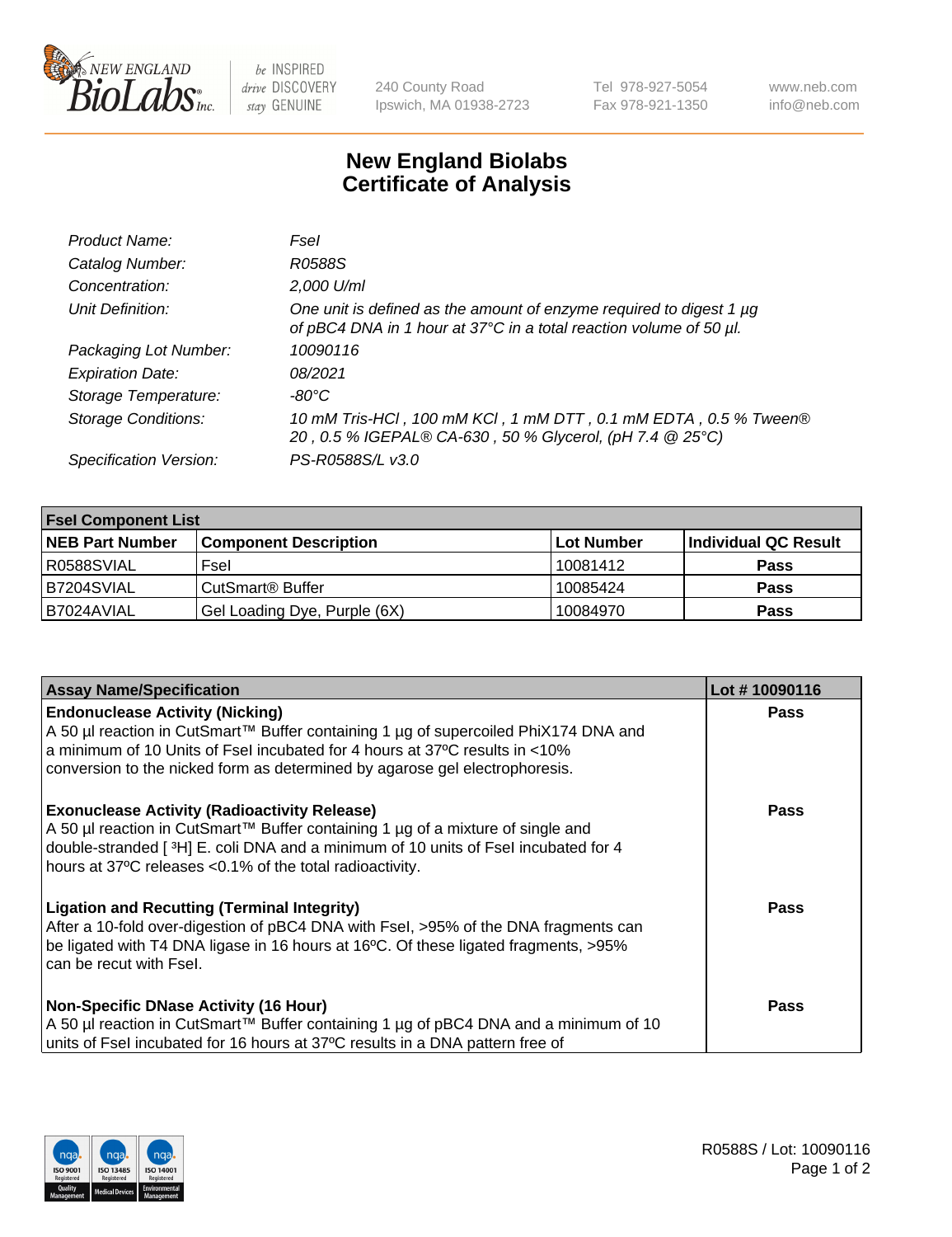# New England Biolabs
# Certificate of Analysis

| | |
|---|---|
| *Product Name:* | *FseI* |
| *Catalog Number:* | *R0588S* |
| *Concentration:* | *2,000 U/ml* |
| *Unit Definition:* | *One unit is defined as the amount of enzyme required to digest 1 µg of pBC4 DNA in 1 hour at 37°C in a total reaction volume of 50 µl.* |
| *Packaging Lot Number:* | *10090116* |
| *Expiration Date:* | *08/2021* |
| *Storage Temperature:* | *-80°C* |
| *Storage Conditions:* | *10 mM Tris-HCl , 100 mM KCl , 1 mM DTT , 0.1 mM EDTA , 0.5 % Tween® 20 , 0.5 % IGEPAL® CA-630 , 50 % Glycerol, (pH 7.4 @ 25°C)* |
| *Specification Version:* | *PS-R0588S/L v3.0* |

| **FseI Component List** | | | |
|---|---|---|---|
| **NEB Part Number** | **Component Description** | **Lot Number** | **Individual QC Result** |
| R0588SVIAL | FseI | 10081412 | **Pass** |
| B7204SVIAL | CutSmart® Buffer | 10085424 | **Pass** |
| B7024AVIAL | Gel Loading Dye, Purple (6X) | 10084970 | **Pass** |

| **Assay Name/Specification** | **Lot # 10090116** |
|---|---|
| **Endonuclease Activity (Nicking)**<br>A 50 µl reaction in CutSmart™ Buffer containing 1 µg of supercoiled PhiX174 DNA and a minimum of 10 Units of FseI incubated for 4 hours at 37ºC results in <10% conversion to the nicked form as determined by agarose gel electrophoresis. | **Pass** |
| **Exonuclease Activity (Radioactivity Release)**<br>A 50 µl reaction in CutSmart™ Buffer containing 1 µg of a mixture of single and double-stranded [ $^{3}$H] E. coli DNA and a minimum of 10 units of FseI incubated for 4 hours at 37ºC releases <0.1% of the total radioactivity. | **Pass** |
| **Ligation and Recutting (Terminal Integrity)**<br>After a 10-fold over-digestion of pBC4 DNA with FseI, >95% of the DNA fragments can be ligated with T4 DNA ligase in 16 hours at 16ºC. Of these ligated fragments, >95% can be recut with FseI. | **Pass** |
| **Non-Specific DNase Activity (16 Hour)**<br>A 50 µl reaction in CutSmart™ Buffer containing 1 µg of pBC4 DNA and a minimum of 10 units of FseI incubated for 16 hours at 37ºC results in a DNA pattern free of | **Pass** |

R0588S / Lot: 10090116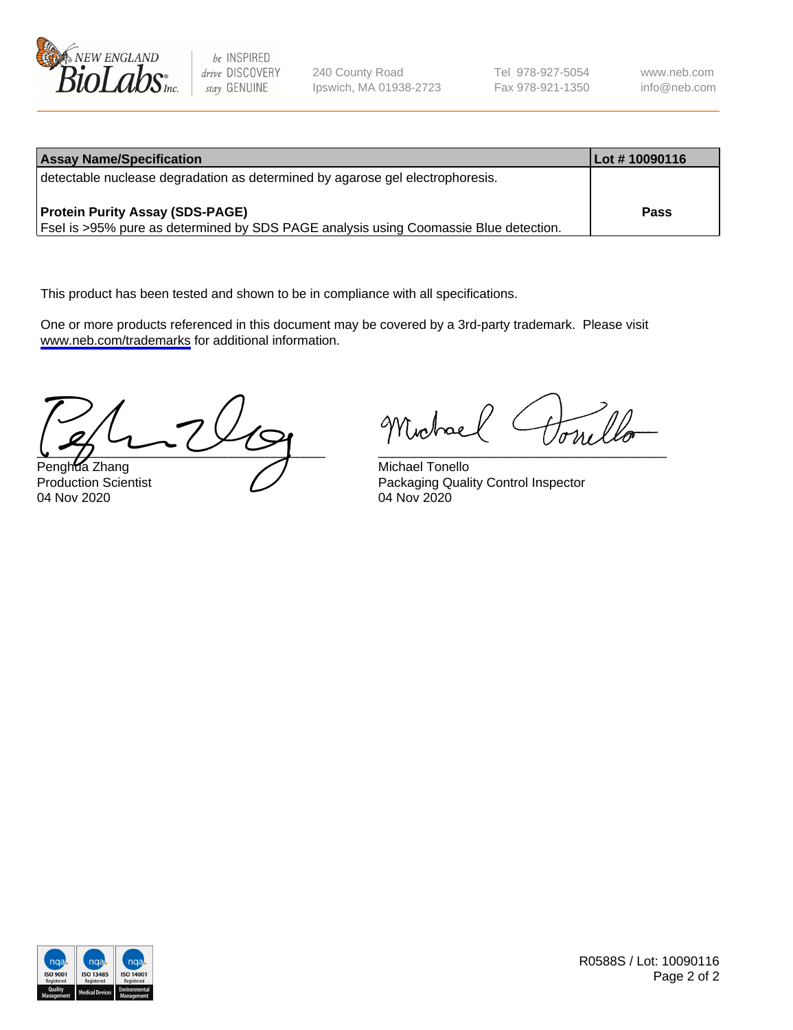| Assay Name/Specification | Lot # 10090116 |
|---|---|
| detectable nuclease degradation as determined by agarose gel electrophoresis. | |
| **Protein Purity Assay (SDS-PAGE)**<br>FseI is >95% pure as determined by SDS PAGE analysis using Coomassie Blue detection. | **Pass** |

This product has been tested and shown to be in compliance with all specifications.

One or more products referenced in this document may be covered by a 3rd-party trademark. Please visit www.neb.com/trademarks for additional information.

Penghua Zhang
Production Scientist
04 Nov 2020

Michael Tonello
Packaging Quality Control Inspector
04 Nov 2020

R0588S / Lot: 10090116